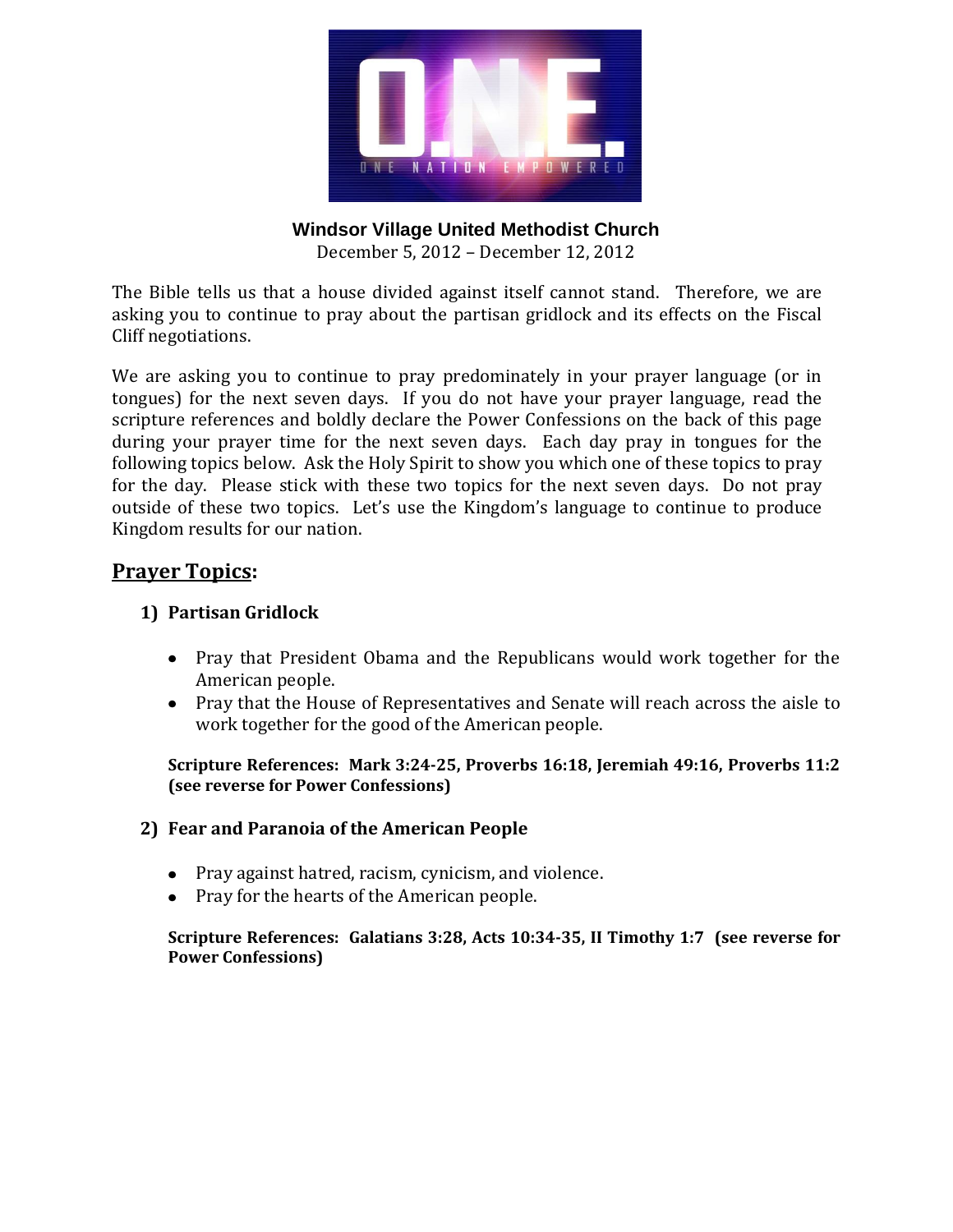**O.N.E.**

ONE NATION EMPOWERED

**Windsor Village United Methodist Church**

December 5, 2012 – December 12, 2012

The Bible tells us that a house divided against itself cannot stand. Therefore, we are asking you to continue to pray about the partisan gridlock and its effects on the Fiscal Cliff negotiations.

We are asking you to continue to pray predominately in your prayer language (or in tongues) for the next seven days. If you do not have your prayer language, read the scripture references and boldly declare the Power Confessions on the back of this page during your prayer time for the next seven days. Each day pray in tongues for the following topics below. Ask the Holy Spirit to show you which one of these topics to pray for the day. Please stick with these two topics for the next seven days. Do not pray outside of these two topics. Let's use the Kingdom's language to continue to produce Kingdom results for our nation.

## Prayer Topics:

### 1) Partisan Gridlock

- Pray that President Obama and the Republicans would work together for the American people.
- Pray that the House of Representatives and Senate will reach across the aisle to work together for the good of the American people.

**Scripture References: Mark 3:24-25, Proverbs 16:18, Jeremiah 49:16, Proverbs 11:2 (see reverse for Power Confessions)**

### 2) Fear and Paranoia of the American People

- Pray against hatred, racism, cynicism, and violence.
- Pray for the hearts of the American people.

**Scripture References: Galatians 3:28, Acts 10:34-35, II Timothy 1:7 (see reverse for Power Confessions)**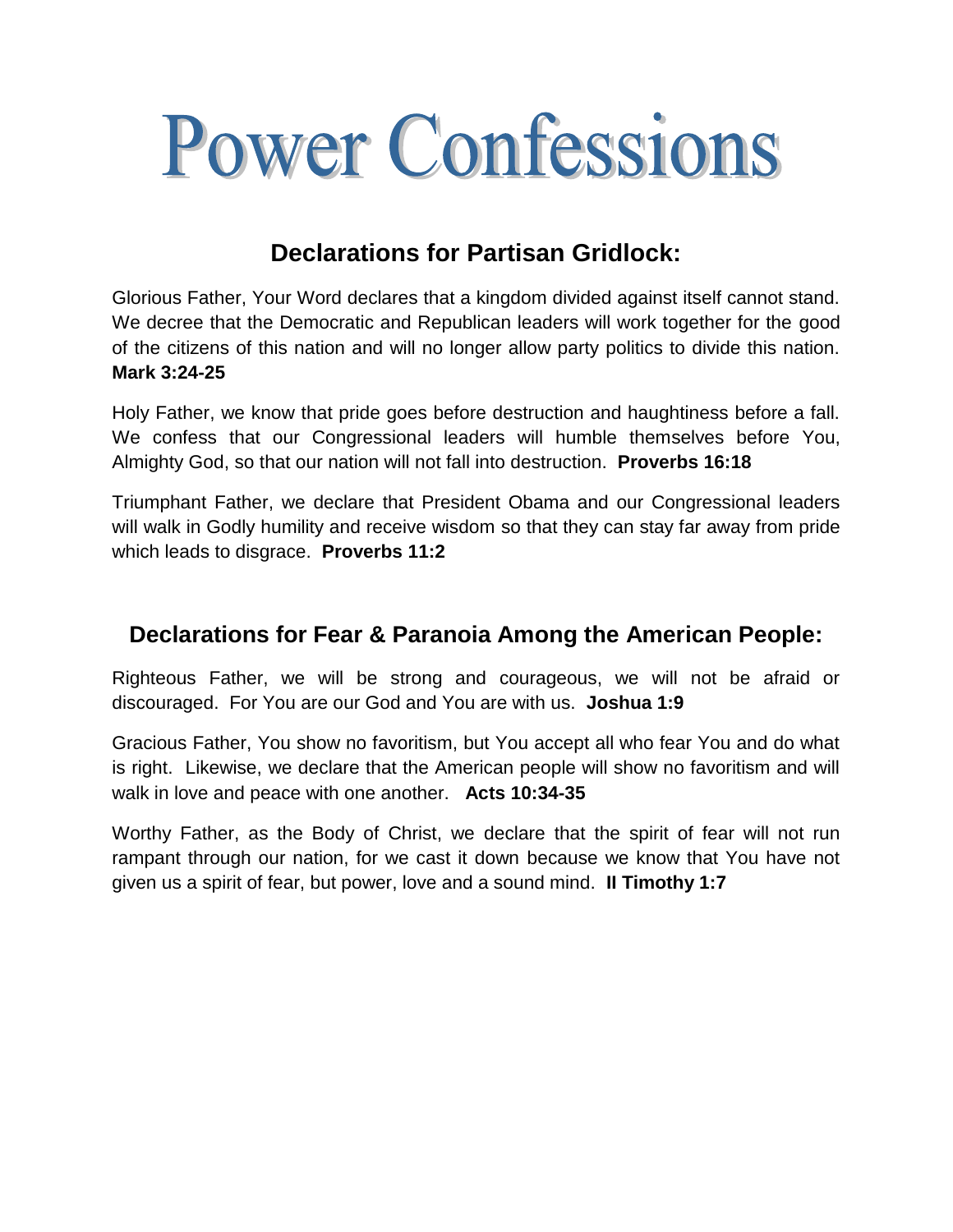# Power Confessions

## Declarations for Partisan Gridlock:

Glorious Father, Your Word declares that a kingdom divided against itself cannot stand. We decree that the Democratic and Republican leaders will work together for the good of the citizens of this nation and will no longer allow party politics to divide this nation. **Mark 3:24-25**

Holy Father, we know that pride goes before destruction and haughtiness before a fall. We confess that our Congressional leaders will humble themselves before You, Almighty God, so that our nation will not fall into destruction. **Proverbs 16:18**

Triumphant Father, we declare that President Obama and our Congressional leaders will walk in Godly humility and receive wisdom so that they can stay far away from pride which leads to disgrace. **Proverbs 11:2**

## Declarations for Fear & Paranoia Among the American People:

Righteous Father, we will be strong and courageous, we will not be afraid or discouraged. For You are our God and You are with us. **Joshua 1:9**

Gracious Father, You show no favoritism, but You accept all who fear You and do what is right. Likewise, we declare that the American people will show no favoritism and will walk in love and peace with one another. **Acts 10:34-35**

Worthy Father, as the Body of Christ, we declare that the spirit of fear will not run rampant through our nation, for we cast it down because we know that You have not given us a spirit of fear, but power, love and a sound mind. **II Timothy 1:7**